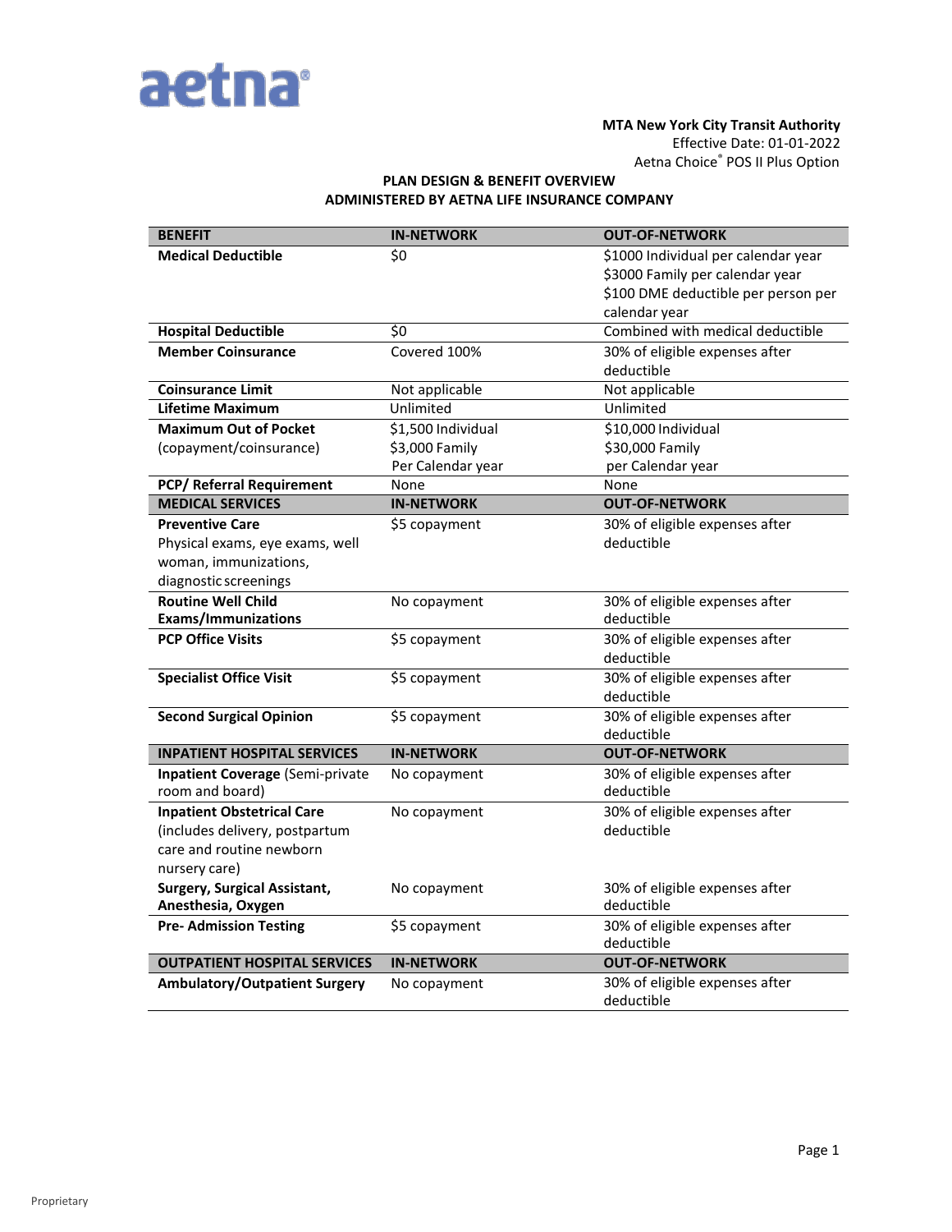aetna®

**MTA New York City Transit Authority**
Effective Date: 01-01-2022
Aetna Choice® POS II Plus Option

## PLAN DESIGN & BENEFIT OVERVIEW
## ADMINISTERED BY AETNA LIFE INSURANCE COMPANY

| BENEFIT | IN-NETWORK | OUT-OF-NETWORK |
|---|---|---|
| **Medical Deductible** | $0 | $1000 Individual per calendar year<br>$3000 Family per calendar year<br>$100 DME deductible per person per calendar year |
| **Hospital Deductible** | $0 | Combined with medical deductible |
| **Member Coinsurance** | Covered 100% | 30% of eligible expenses after deductible |
| **Coinsurance Limit** | Not applicable | Not applicable |
| **Lifetime Maximum** | Unlimited | Unlimited |
| **Maximum Out of Pocket** (copayment/coinsurance) | $1,500 Individual<br>$3,000 Family<br>Per Calendar year | $10,000 Individual<br>$30,000 Family<br>per Calendar year |
| **PCP/ Referral Requirement** | None | None |
| **MEDICAL SERVICES** | **IN-NETWORK** | **OUT-OF-NETWORK** |
| **Preventive Care**<br>Physical exams, eye exams, well woman, immunizations, diagnostic screenings | $5 copayment | 30% of eligible expenses after deductible |
| **Routine Well Child Exams/Immunizations** | No copayment | 30% of eligible expenses after deductible |
| **PCP Office Visits** | $5 copayment | 30% of eligible expenses after deductible |
| **Specialist Office Visit** | $5 copayment | 30% of eligible expenses after deductible |
| **Second Surgical Opinion** | $5 copayment | 30% of eligible expenses after deductible |
| **INPATIENT HOSPITAL SERVICES** | **IN-NETWORK** | **OUT-OF-NETWORK** |
| **Inpatient Coverage** (Semi-private room and board) | No copayment | 30% of eligible expenses after deductible |
| **Inpatient Obstetrical Care** (includes delivery, postpartum care and routine newborn nursery care) | No copayment | 30% of eligible expenses after deductible |
| **Surgery, Surgical Assistant, Anesthesia, Oxygen** | No copayment | 30% of eligible expenses after deductible |
| **Pre- Admission Testing** | $5 copayment | 30% of eligible expenses after deductible |
| **OUTPATIENT HOSPITAL SERVICES** | **IN-NETWORK** | **OUT-OF-NETWORK** |
| **Ambulatory/Outpatient Surgery** | No copayment | 30% of eligible expenses after deductible |

Proprietary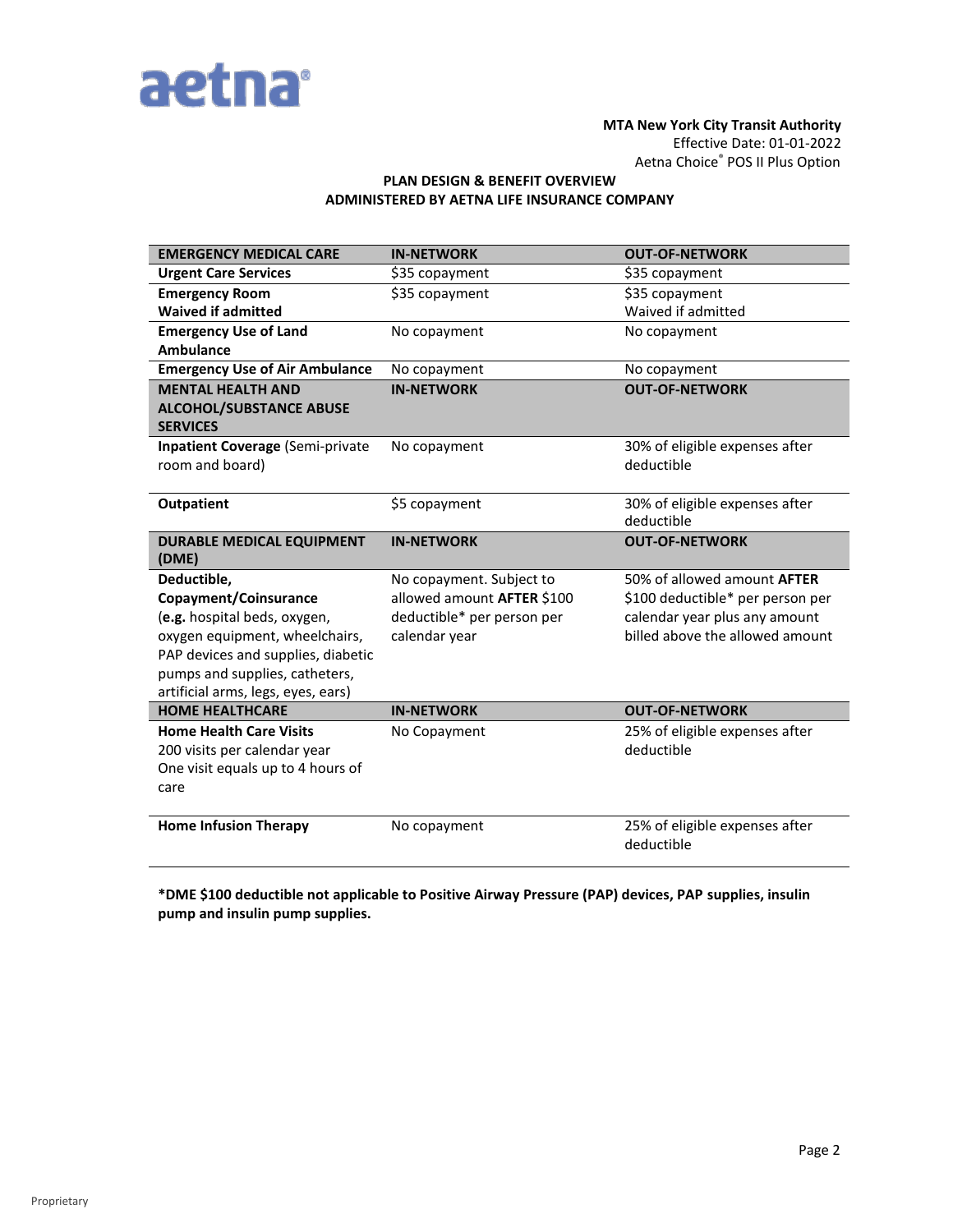**MTA New York City Transit Authority**
Effective Date: 01-01-2022
Aetna Choice® POS II Plus Option

**PLAN DESIGN & BENEFIT OVERVIEW**
**ADMINISTERED BY AETNA LIFE INSURANCE COMPANY**

| EMERGENCY MEDICAL CARE | IN-NETWORK | OUT-OF-NETWORK |
|---|---|---|
| **Urgent Care Services** | $35 copayment | $35 copayment |
| **Emergency Room**<br>**Waived if admitted** | $35 copayment | $35 copayment<br>Waived if admitted |
| **Emergency Use of Land Ambulance** | No copayment | No copayment |
| **Emergency Use of Air Ambulance** | No copayment | No copayment |
| **MENTAL HEALTH AND ALCOHOL/SUBSTANCE ABUSE SERVICES** | **IN-NETWORK** | **OUT-OF-NETWORK** |
| **Inpatient Coverage** (Semi-private room and board) | No copayment | 30% of eligible expenses after deductible |
| **Outpatient** | $5 copayment | 30% of eligible expenses after deductible |
| **DURABLE MEDICAL EQUIPMENT (DME)** | **IN-NETWORK** | **OUT-OF-NETWORK** |
| **Deductible, Copayment/Coinsurance** (**e.g.** hospital beds, oxygen, oxygen equipment, wheelchairs, PAP devices and supplies, diabetic pumps and supplies, catheters, artificial arms, legs, eyes, ears) | No copayment. Subject to allowed amount **AFTER** $100 deductible* per person per calendar year | 50% of allowed amount **AFTER** $100 deductible* per person per calendar year plus any amount billed above the allowed amount |
| **HOME HEALTHCARE** | **IN-NETWORK** | **OUT-OF-NETWORK** |
| **Home Health Care Visits**<br>200 visits per calendar year<br>One visit equals up to 4 hours of care | No Copayment | 25% of eligible expenses after deductible |
| **Home Infusion Therapy** | No copayment | 25% of eligible expenses after deductible |

***DME $100 deductible not applicable to Positive Airway Pressure (PAP) devices, PAP supplies, insulin pump and insulin pump supplies.**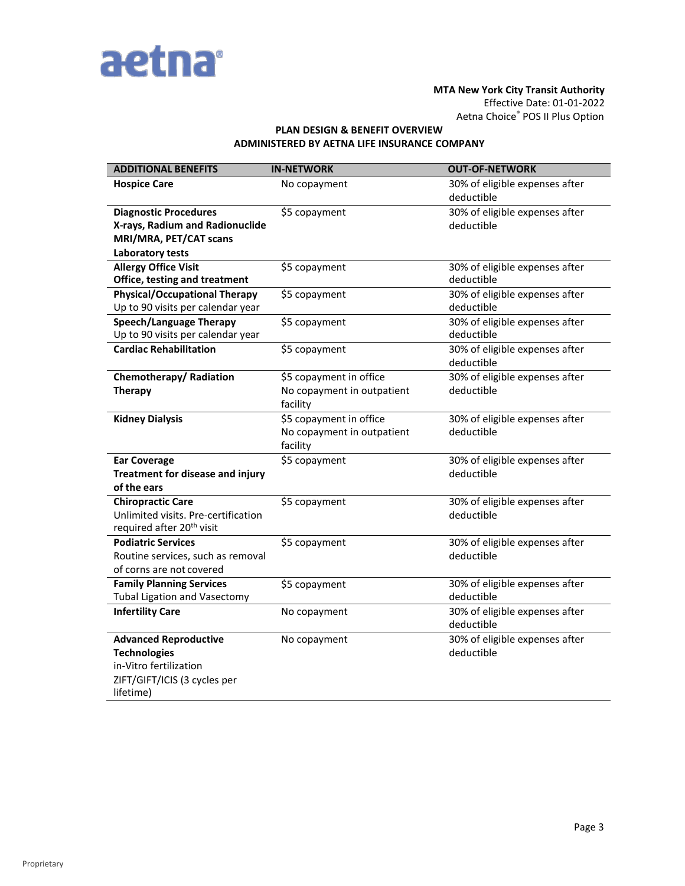**MTA New York City Transit Authority**
Effective Date: 01-01-2022
Aetna Choice® POS II Plus Option

## PLAN DESIGN & BENEFIT OVERVIEW
## ADMINISTERED BY AETNA LIFE INSURANCE COMPANY

| ADDITIONAL BENEFITS | IN-NETWORK | OUT-OF-NETWORK |
|---|---|---|
| **Hospice Care** | No copayment | 30% of eligible expenses after deductible |
| **Diagnostic Procedures**<br>**X-rays, Radium and Radionuclide**<br>**MRI/MRA, PET/CAT scans**<br>**Laboratory tests** | $5 copayment | 30% of eligible expenses after deductible |
| **Allergy Office Visit**<br>**Office, testing and treatment** | $5 copayment | 30% of eligible expenses after deductible |
| **Physical/Occupational Therapy**<br>Up to 90 visits per calendar year | $5 copayment | 30% of eligible expenses after deductible |
| **Speech/Language Therapy**<br>Up to 90 visits per calendar year | $5 copayment | 30% of eligible expenses after deductible |
| **Cardiac Rehabilitation** | $5 copayment | 30% of eligible expenses after deductible |
| **Chemotherapy/ Radiation Therapy** | $5 copayment in office<br>No copayment in outpatient facility | 30% of eligible expenses after deductible |
| **Kidney Dialysis** | $5 copayment in office<br>No copayment in outpatient facility | 30% of eligible expenses after deductible |
| **Ear Coverage**<br>**Treatment for disease and injury of the ears** | $5 copayment | 30% of eligible expenses after deductible |
| **Chiropractic Care**<br>Unlimited visits. Pre-certification required after 20th visit | $5 copayment | 30% of eligible expenses after deductible |
| **Podiatric Services**<br>Routine services, such as removal of corns are not covered | $5 copayment | 30% of eligible expenses after deductible |
| **Family Planning Services**<br>Tubal Ligation and Vasectomy | $5 copayment | 30% of eligible expenses after deductible |
| **Infertility Care** | No copayment | 30% of eligible expenses after deductible |
| **Advanced Reproductive Technologies**<br>in-Vitro fertilization<br>ZIFT/GIFT/ICIS (3 cycles per lifetime) | No copayment | 30% of eligible expenses after deductible |

Proprietary